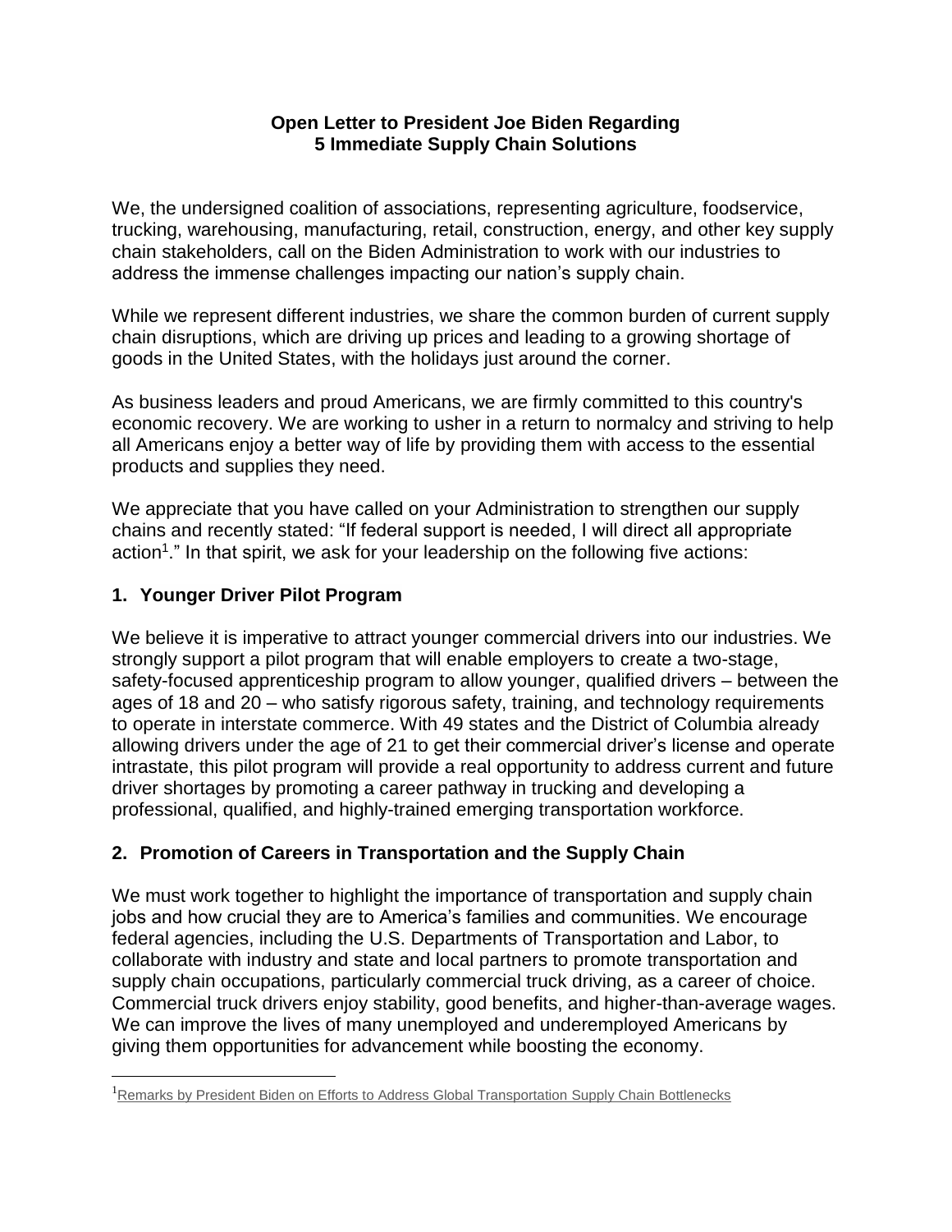# Open Letter to President Joe Biden Regarding 5 Immediate Supply Chain Solutions

We, the undersigned coalition of associations, representing agriculture, foodservice, trucking, warehousing, manufacturing, retail, construction, energy, and other key supply chain stakeholders, call on the Biden Administration to work with our industries to address the immense challenges impacting our nation's supply chain.

While we represent different industries, we share the common burden of current supply chain disruptions, which are driving up prices and leading to a growing shortage of goods in the United States, with the holidays just around the corner.

As business leaders and proud Americans, we are firmly committed to this country's economic recovery. We are working to usher in a return to normalcy and striving to help all Americans enjoy a better way of life by providing them with access to the essential products and supplies they need.

We appreciate that you have called on your Administration to strengthen our supply chains and recently stated: "If federal support is needed, I will direct all appropriate action[1]." In that spirit, we ask for your leadership on the following five actions:

## 1. Younger Driver Pilot Program

We believe it is imperative to attract younger commercial drivers into our industries. We strongly support a pilot program that will enable employers to create a two-stage, safety-focused apprenticeship program to allow younger, qualified drivers – between the ages of 18 and 20 – who satisfy rigorous safety, training, and technology requirements to operate in interstate commerce. With 49 states and the District of Columbia already allowing drivers under the age of 21 to get their commercial driver's license and operate intrastate, this pilot program will provide a real opportunity to address current and future driver shortages by promoting a career pathway in trucking and developing a professional, qualified, and highly-trained emerging transportation workforce.

## 2. Promotion of Careers in Transportation and the Supply Chain

We must work together to highlight the importance of transportation and supply chain jobs and how crucial they are to America's families and communities. We encourage federal agencies, including the U.S. Departments of Transportation and Labor, to collaborate with industry and state and local partners to promote transportation and supply chain occupations, particularly commercial truck driving, as a career of choice. Commercial truck drivers enjoy stability, good benefits, and higher-than-average wages. We can improve the lives of many unemployed and underemployed Americans by giving them opportunities for advancement while boosting the economy.

---

[1] Remarks by President Biden on Efforts to Address Global Transportation Supply Chain Bottlenecks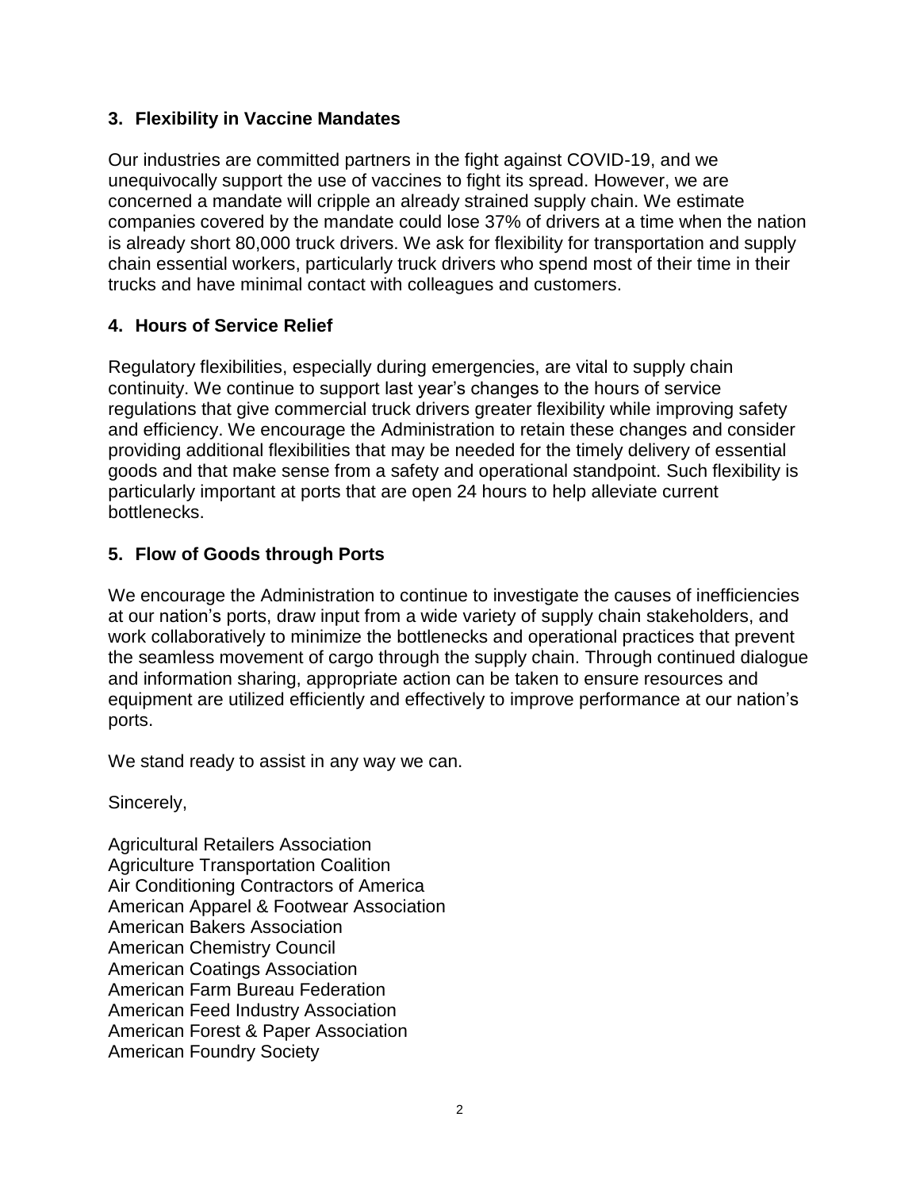### 3. Flexibility in Vaccine Mandates

Our industries are committed partners in the fight against COVID-19, and we unequivocally support the use of vaccines to fight its spread. However, we are concerned a mandate will cripple an already strained supply chain. We estimate companies covered by the mandate could lose 37% of drivers at a time when the nation is already short 80,000 truck drivers. We ask for flexibility for transportation and supply chain essential workers, particularly truck drivers who spend most of their time in their trucks and have minimal contact with colleagues and customers.

### 4. Hours of Service Relief

Regulatory flexibilities, especially during emergencies, are vital to supply chain continuity. We continue to support last year's changes to the hours of service regulations that give commercial truck drivers greater flexibility while improving safety and efficiency. We encourage the Administration to retain these changes and consider providing additional flexibilities that may be needed for the timely delivery of essential goods and that make sense from a safety and operational standpoint. Such flexibility is particularly important at ports that are open 24 hours to help alleviate current bottlenecks.

### 5. Flow of Goods through Ports

We encourage the Administration to continue to investigate the causes of inefficiencies at our nation's ports, draw input from a wide variety of supply chain stakeholders, and work collaboratively to minimize the bottlenecks and operational practices that prevent the seamless movement of cargo through the supply chain. Through continued dialogue and information sharing, appropriate action can be taken to ensure resources and equipment are utilized efficiently and effectively to improve performance at our nation's ports.

We stand ready to assist in any way we can.

Sincerely,

Agricultural Retailers Association
Agriculture Transportation Coalition
Air Conditioning Contractors of America
American Apparel & Footwear Association
American Bakers Association
American Chemistry Council
American Coatings Association
American Farm Bureau Federation
American Feed Industry Association
American Forest & Paper Association
American Foundry Society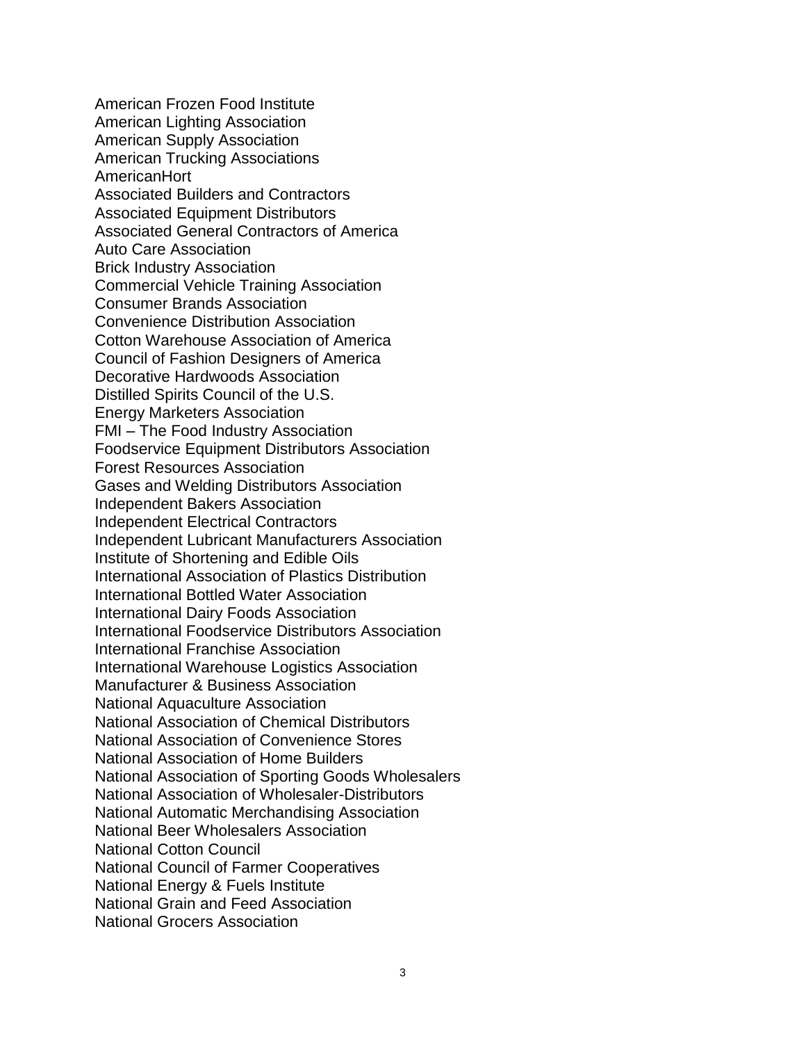American Frozen Food Institute
American Lighting Association
American Supply Association
American Trucking Associations
AmericanHort
Associated Builders and Contractors
Associated Equipment Distributors
Associated General Contractors of America
Auto Care Association
Brick Industry Association
Commercial Vehicle Training Association
Consumer Brands Association
Convenience Distribution Association
Cotton Warehouse Association of America
Council of Fashion Designers of America
Decorative Hardwoods Association
Distilled Spirits Council of the U.S.
Energy Marketers Association
FMI – The Food Industry Association
Foodservice Equipment Distributors Association
Forest Resources Association
Gases and Welding Distributors Association
Independent Bakers Association
Independent Electrical Contractors
Independent Lubricant Manufacturers Association
Institute of Shortening and Edible Oils
International Association of Plastics Distribution
International Bottled Water Association
International Dairy Foods Association
International Foodservice Distributors Association
International Franchise Association
International Warehouse Logistics Association
Manufacturer & Business Association
National Aquaculture Association
National Association of Chemical Distributors
National Association of Convenience Stores
National Association of Home Builders
National Association of Sporting Goods Wholesalers
National Association of Wholesaler-Distributors
National Automatic Merchandising Association
National Beer Wholesalers Association
National Cotton Council
National Council of Farmer Cooperatives
National Energy & Fuels Institute
National Grain and Feed Association
National Grocers Association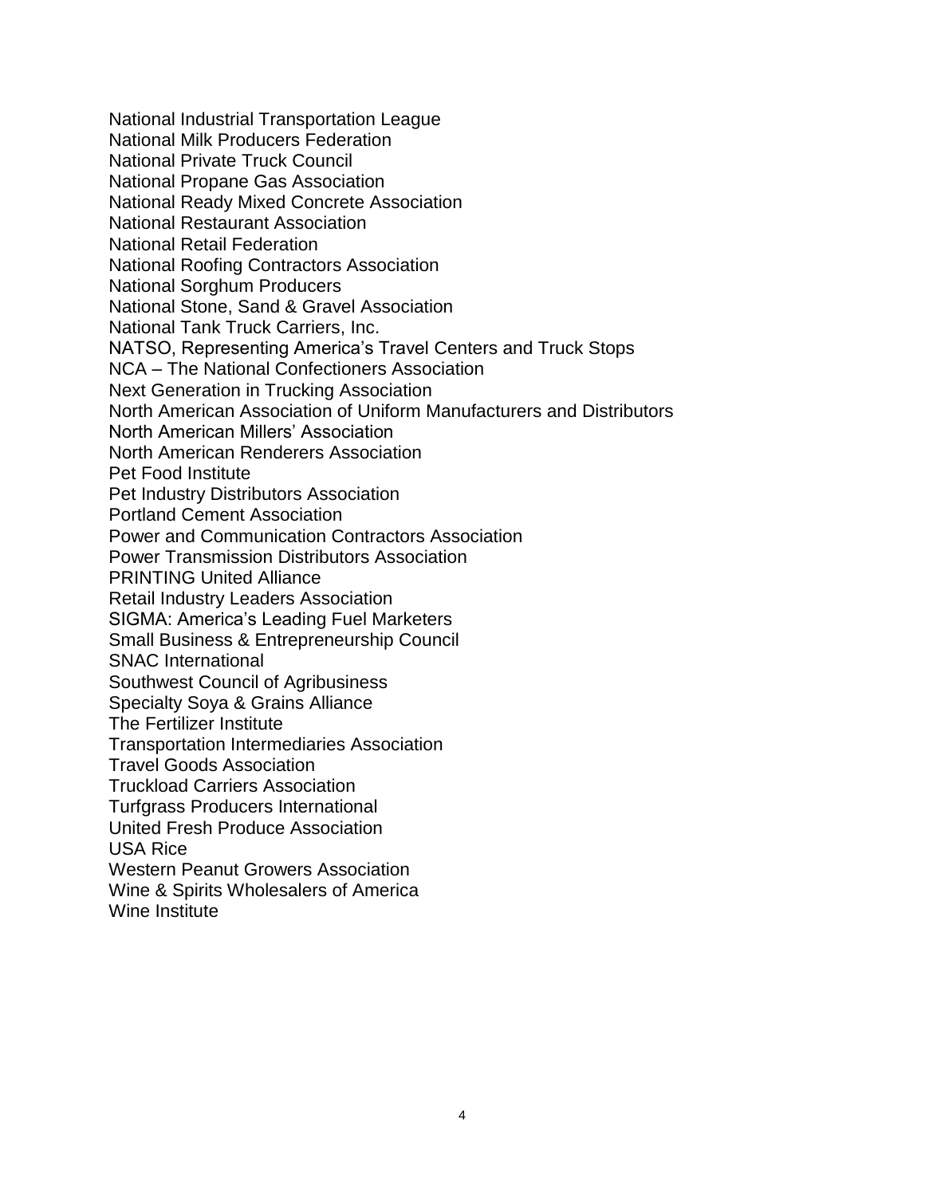National Industrial Transportation League
National Milk Producers Federation
National Private Truck Council
National Propane Gas Association
National Ready Mixed Concrete Association
National Restaurant Association
National Retail Federation
National Roofing Contractors Association
National Sorghum Producers
National Stone, Sand & Gravel Association
National Tank Truck Carriers, Inc.
NATSO, Representing America's Travel Centers and Truck Stops
NCA – The National Confectioners Association
Next Generation in Trucking Association
North American Association of Uniform Manufacturers and Distributors
North American Millers' Association
North American Renderers Association
Pet Food Institute
Pet Industry Distributors Association
Portland Cement Association
Power and Communication Contractors Association
Power Transmission Distributors Association
PRINTING United Alliance
Retail Industry Leaders Association
SIGMA: America's Leading Fuel Marketers
Small Business & Entrepreneurship Council
SNAC International
Southwest Council of Agribusiness
Specialty Soya & Grains Alliance
The Fertilizer Institute
Transportation Intermediaries Association
Travel Goods Association
Truckload Carriers Association
Turfgrass Producers International
United Fresh Produce Association
USA Rice
Western Peanut Growers Association
Wine & Spirits Wholesalers of America
Wine Institute